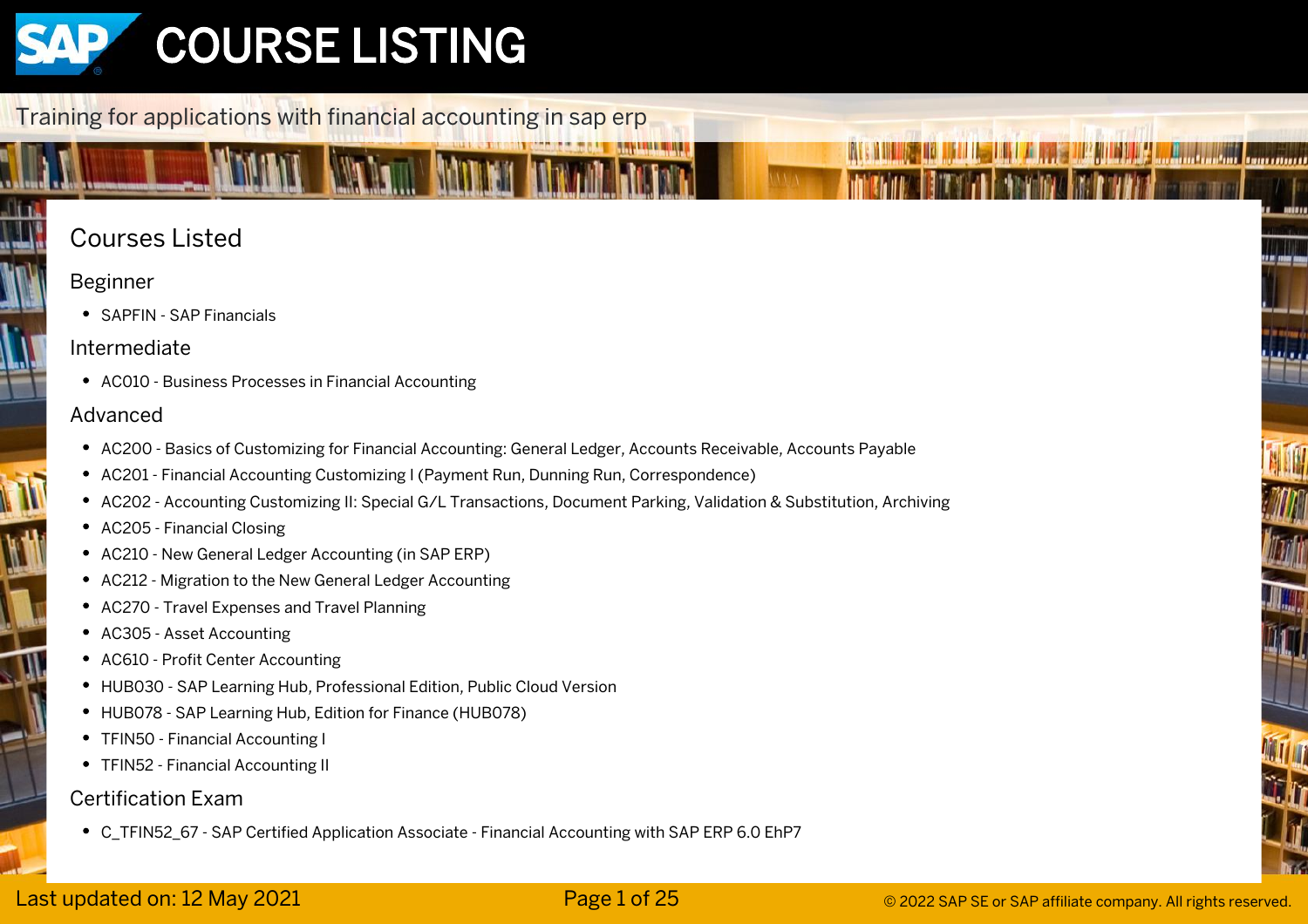# COURSE LISTING

Training for applications with financial accounting in sap erp

## Courses Listed

### Beginner

- SAPFIN - SAP Financials

### Intermediate

- AC010 - Business Processes in Financial Accounting

### Advanced

- AC200 - Basics of Customizing for Financial Accounting: General Ledger, Accounts Receivable, Accounts Payable
- AC201 - Financial Accounting Customizing I (Payment Run, Dunning Run, Correspondence)
- AC202 - Accounting Customizing II: Special G/L Transactions, Document Parking, Validation & Substitution, Archiving
- AC205 - Financial Closing
- AC210 - New General Ledger Accounting (in SAP ERP)
- AC212 - Migration to the New General Ledger Accounting
- AC270 - Travel Expenses and Travel Planning
- AC305 - Asset Accounting
- AC610 - Profit Center Accounting
- HUB030 - SAP Learning Hub, Professional Edition, Public Cloud Version
- HUB078 - SAP Learning Hub, Edition for Finance (HUB078)
- TFIN50 - Financial Accounting I
- TFIN52 - Financial Accounting II

### Certification Exam

- C_TFIN52_67 - SAP Certified Application Associate - Financial Accounting with SAP ERP 6.0 EhP7

Last updated on: 12 May 2021

© 2022 SAP SE or SAP affiliate company. All rights reserved.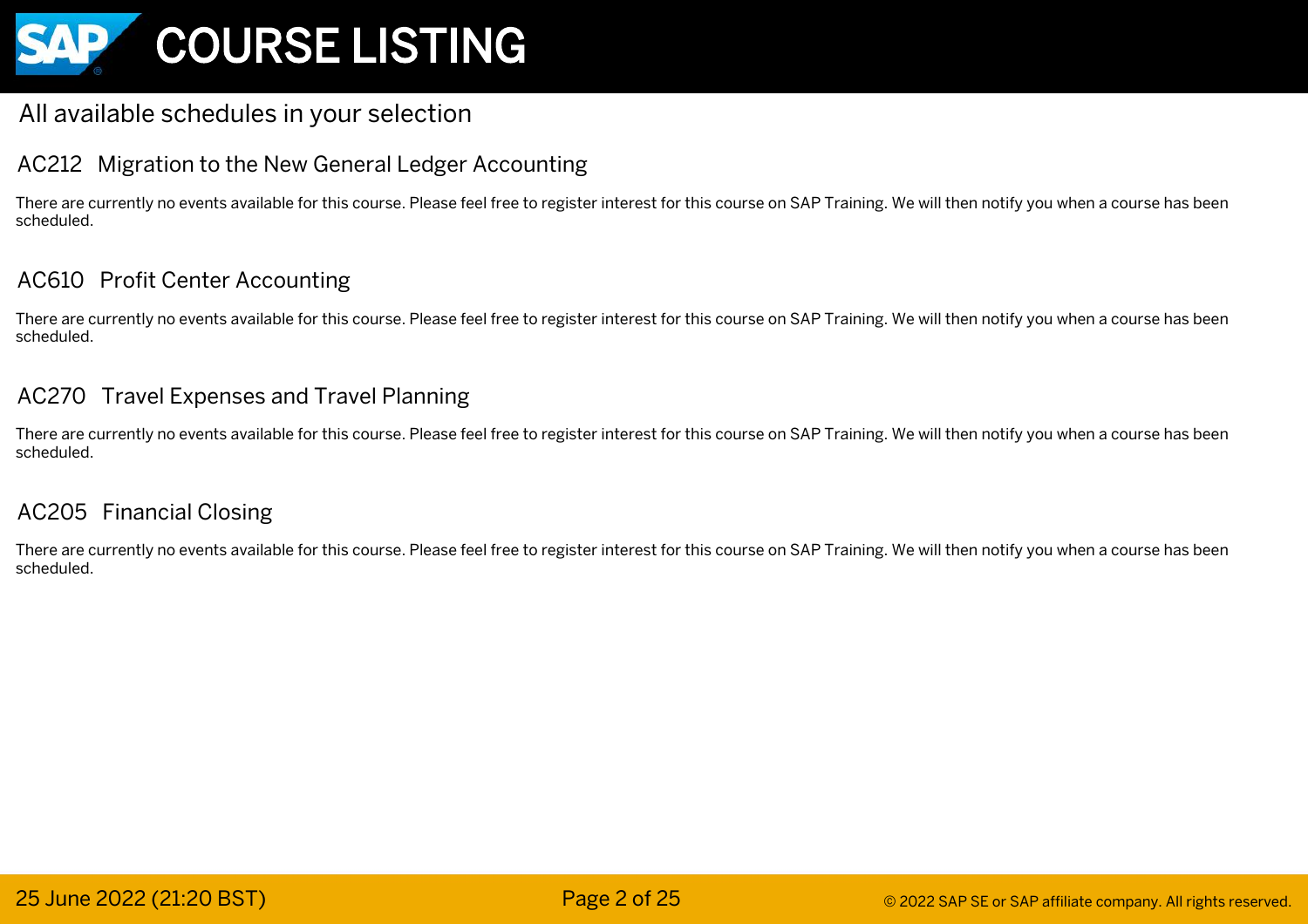## All available schedules in your selection

### AC212 Migration to the New General Ledger Accounting

There are currently no events available for this course. Please feel free to register interest for this course on SAP Training. We will then notify you when a course has been scheduled.

### AC610 Profit Center Accounting

There are currently no events available for this course. Please feel free to register interest for this course on SAP Training. We will then notify you when a course has been scheduled.

### AC270 Travel Expenses and Travel Planning

There are currently no events available for this course. Please feel free to register interest for this course on SAP Training. We will then notify you when a course has been scheduled.

### AC205 Financial Closing

There are currently no events available for this course. Please feel free to register interest for this course on SAP Training. We will then notify you when a course has been scheduled.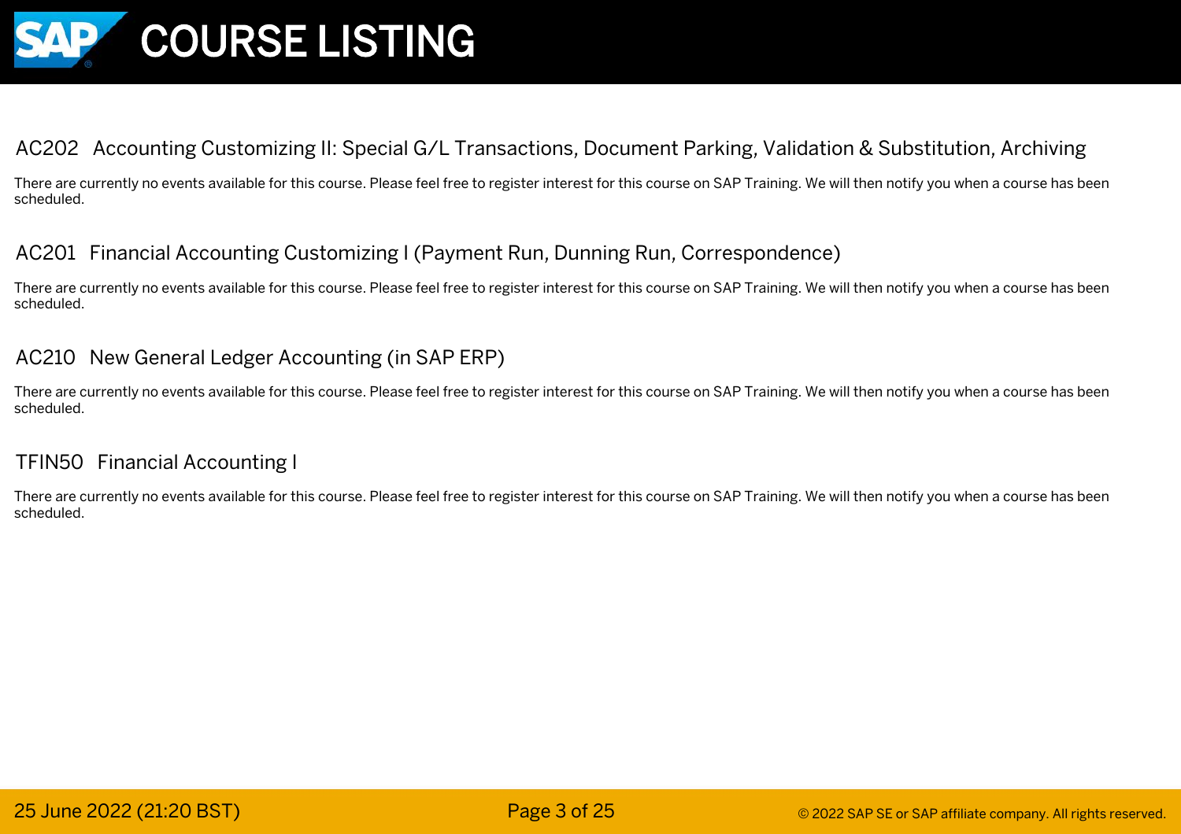## AC202 Accounting Customizing II: Special G/L Transactions, Document Parking, Validation & Substitution, Archiving

There are currently no events available for this course. Please feel free to register interest for this course on SAP Training. We will then notify you when a course has been scheduled.

## AC201 Financial Accounting Customizing I (Payment Run, Dunning Run, Correspondence)

There are currently no events available for this course. Please feel free to register interest for this course on SAP Training. We will then notify you when a course has been scheduled.

## AC210 New General Ledger Accounting (in SAP ERP)

There are currently no events available for this course. Please feel free to register interest for this course on SAP Training. We will then notify you when a course has been scheduled.

## TFIN50 Financial Accounting I

There are currently no events available for this course. Please feel free to register interest for this course on SAP Training. We will then notify you when a course has been scheduled.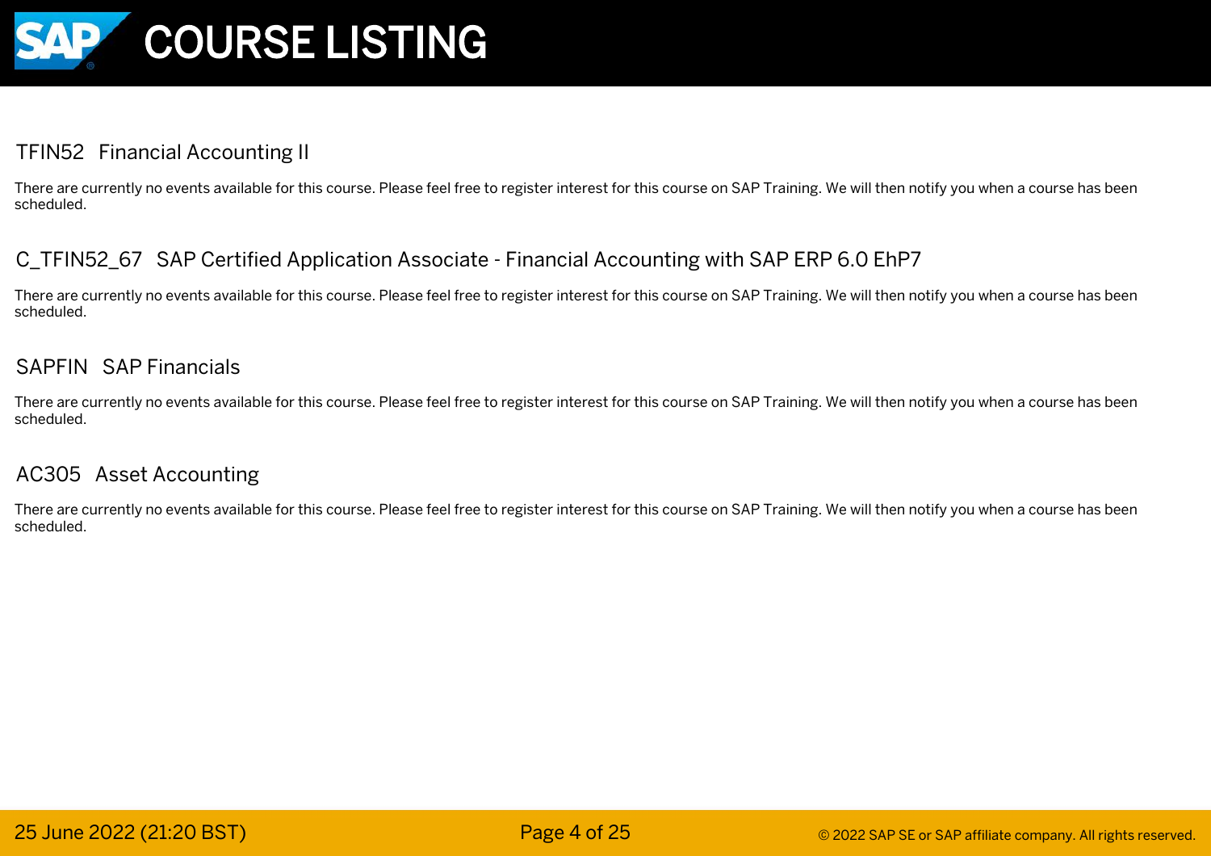## TFIN52 Financial Accounting II

There are currently no events available for this course. Please feel free to register interest for this course on SAP Training. We will then notify you when a course has been scheduled.

## C_TFIN52_67 SAP Certified Application Associate - Financial Accounting with SAP ERP 6.0 EhP7

There are currently no events available for this course. Please feel free to register interest for this course on SAP Training. We will then notify you when a course has been scheduled.

## SAPFIN SAP Financials

There are currently no events available for this course. Please feel free to register interest for this course on SAP Training. We will then notify you when a course has been scheduled.

## AC305 Asset Accounting

There are currently no events available for this course. Please feel free to register interest for this course on SAP Training. We will then notify you when a course has been scheduled.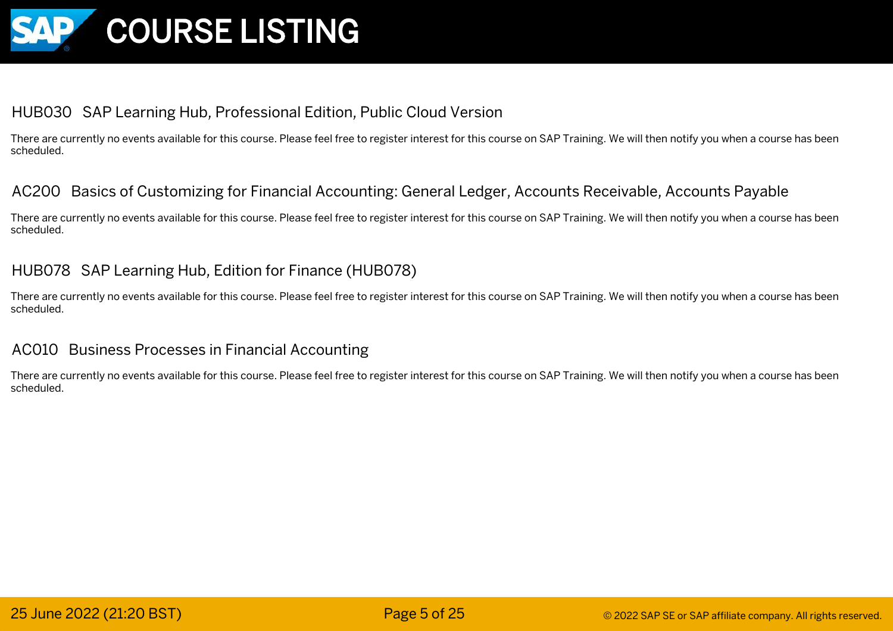## HUB030 SAP Learning Hub, Professional Edition, Public Cloud Version

There are currently no events available for this course. Please feel free to register interest for this course on SAP Training. We will then notify you when a course has been scheduled.

## AC200 Basics of Customizing for Financial Accounting: General Ledger, Accounts Receivable, Accounts Payable

There are currently no events available for this course. Please feel free to register interest for this course on SAP Training. We will then notify you when a course has been scheduled.

## HUB078 SAP Learning Hub, Edition for Finance (HUB078)

There are currently no events available for this course. Please feel free to register interest for this course on SAP Training. We will then notify you when a course has been scheduled.

## AC010 Business Processes in Financial Accounting

There are currently no events available for this course. Please feel free to register interest for this course on SAP Training. We will then notify you when a course has been scheduled.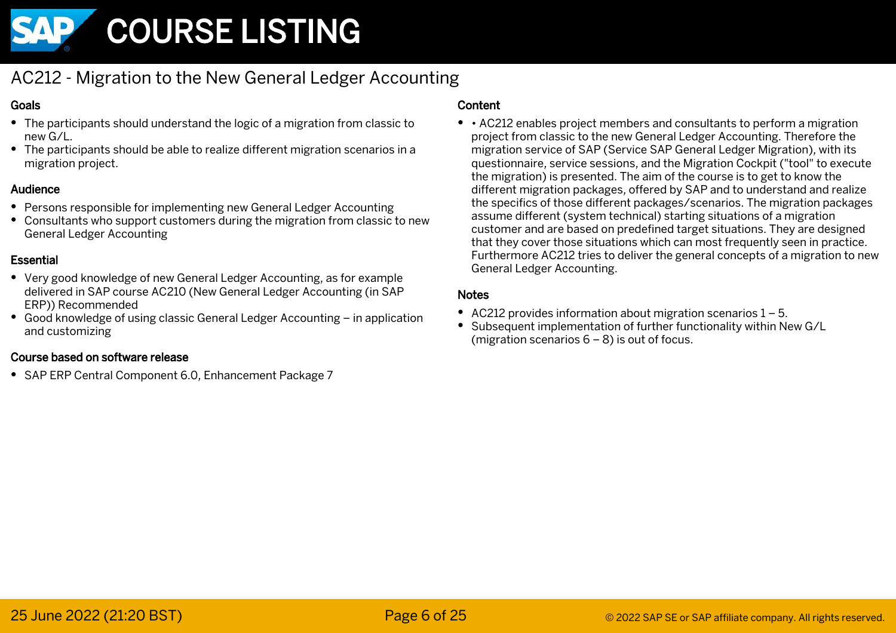## AC212 - Migration to the New General Ledger Accounting

### Goals

- The participants should understand the logic of a migration from classic to new G/L.
- The participants should be able to realize different migration scenarios in a migration project.

### Audience

- Persons responsible for implementing new General Ledger Accounting
- Consultants who support customers during the migration from classic to new General Ledger Accounting

### Essential

- Very good knowledge of new General Ledger Accounting, as for example delivered in SAP course AC210 (New General Ledger Accounting (in SAP ERP)) Recommended
- Good knowledge of using classic General Ledger Accounting – in application and customizing

### Course based on software release

- SAP ERP Central Component 6.0, Enhancement Package 7

### Content

- • AC212 enables project members and consultants to perform a migration project from classic to the new General Ledger Accounting. Therefore the migration service of SAP (Service SAP General Ledger Migration), with its questionnaire, service sessions, and the Migration Cockpit ("tool" to execute the migration) is presented. The aim of the course is to get to know the different migration packages, offered by SAP and to understand and realize the specifics of those different packages/scenarios. The migration packages assume different (system technical) starting situations of a migration customer and are based on predefined target situations. They are designed that they cover those situations which can most frequently seen in practice. Furthermore AC212 tries to deliver the general concepts of a migration to new General Ledger Accounting.

### Notes

- AC212 provides information about migration scenarios 1 – 5.
- Subsequent implementation of further functionality within New G/L (migration scenarios 6 – 8) is out of focus.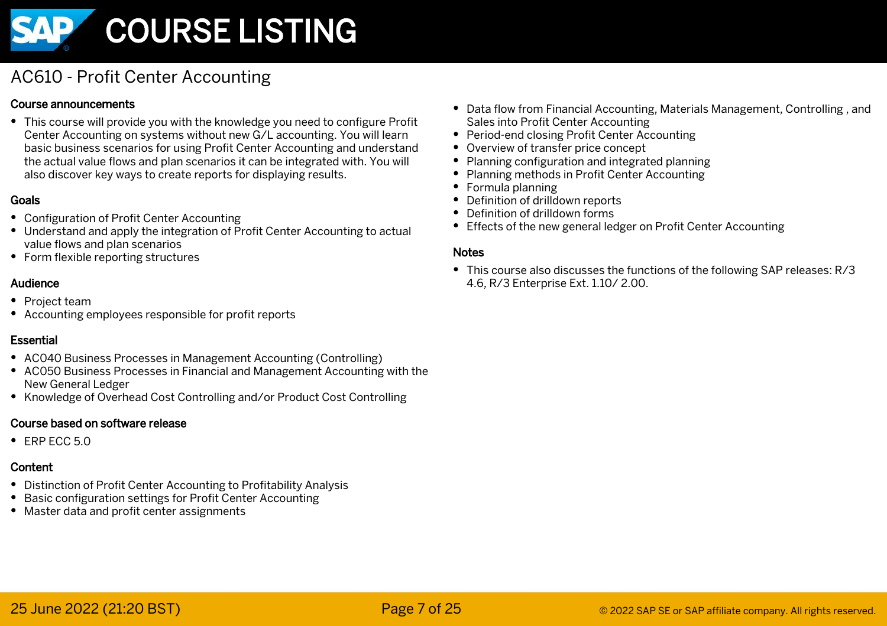## AC610 - Profit Center Accounting

### Course announcements

- This course will provide you with the knowledge you need to configure Profit Center Accounting on systems without new G/L accounting. You will learn basic business scenarios for using Profit Center Accounting and understand the actual value flows and plan scenarios it can be integrated with. You will also discover key ways to create reports for displaying results.

### Goals

- Configuration of Profit Center Accounting
- Understand and apply the integration of Profit Center Accounting to actual value flows and plan scenarios
- Form flexible reporting structures

### Audience

- Project team
- Accounting employees responsible for profit reports

### Essential

- AC040 Business Processes in Management Accounting (Controlling)
- AC050 Business Processes in Financial and Management Accounting with the New General Ledger
- Knowledge of Overhead Cost Controlling and/or Product Cost Controlling

### Course based on software release

- ERP ECC 5.0

### Content

- Distinction of Profit Center Accounting to Profitability Analysis
- Basic configuration settings for Profit Center Accounting
- Master data and profit center assignments
- Data flow from Financial Accounting, Materials Management, Controlling , and Sales into Profit Center Accounting
- Period-end closing Profit Center Accounting
- Overview of transfer price concept
- Planning configuration and integrated planning
- Planning methods in Profit Center Accounting
- Formula planning
- Definition of drilldown reports
- Definition of drilldown forms
- Effects of the new general ledger on Profit Center Accounting

### Notes

- This course also discusses the functions of the following SAP releases: R/3 4.6, R/3 Enterprise Ext. 1.10/ 2.00.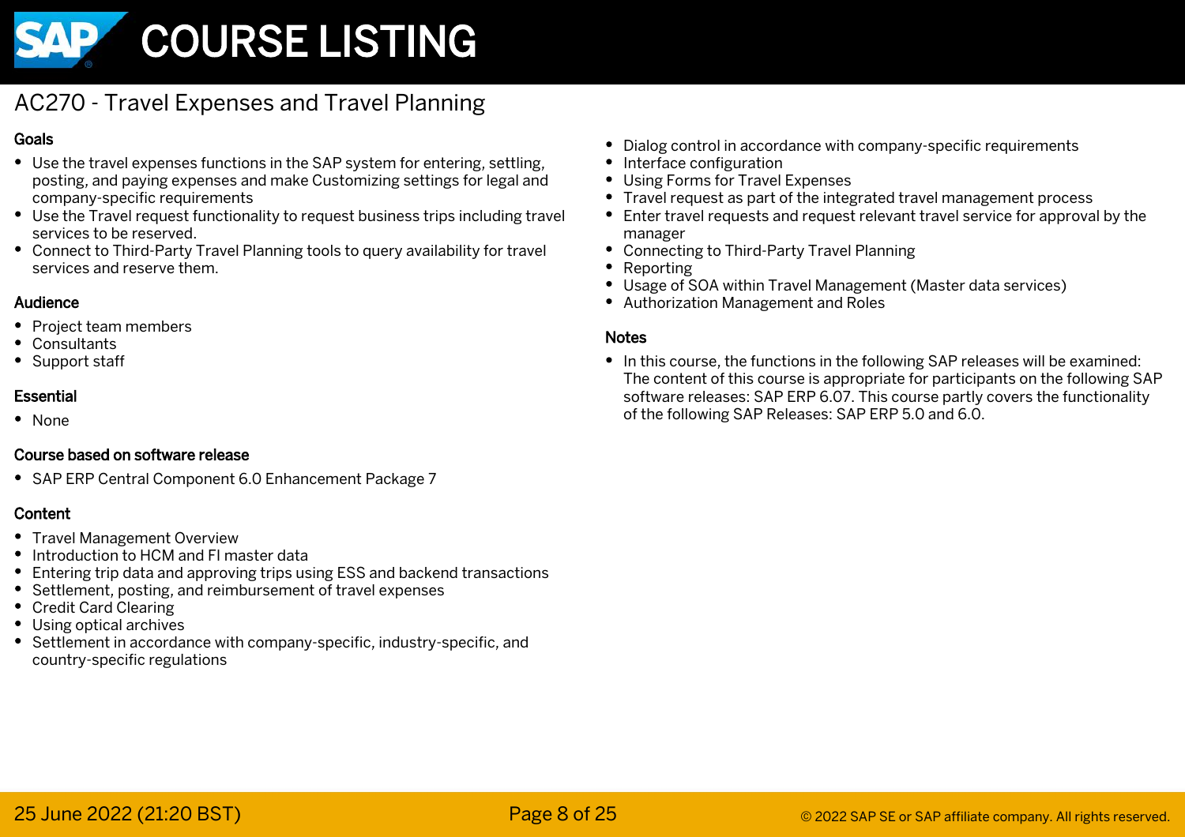# AC270 - Travel Expenses and Travel Planning

## Goals

- Use the travel expenses functions in the SAP system for entering, settling, posting, and paying expenses and make Customizing settings for legal and company-specific requirements
- Use the Travel request functionality to request business trips including travel services to be reserved.
- Connect to Third-Party Travel Planning tools to query availability for travel services and reserve them.

## Audience

- Project team members
- Consultants
- Support staff

## Essential

- None

## Course based on software release

- SAP ERP Central Component 6.0 Enhancement Package 7

## Content

- Travel Management Overview
- Introduction to HCM and FI master data
- Entering trip data and approving trips using ESS and backend transactions
- Settlement, posting, and reimbursement of travel expenses
- Credit Card Clearing
- Using optical archives
- Settlement in accordance with company-specific, industry-specific, and country-specific regulations
- Dialog control in accordance with company-specific requirements
- Interface configuration
- Using Forms for Travel Expenses
- Travel request as part of the integrated travel management process
- Enter travel requests and request relevant travel service for approval by the manager
- Connecting to Third-Party Travel Planning
- Reporting
- Usage of SOA within Travel Management (Master data services)
- Authorization Management and Roles

## Notes

- In this course, the functions in the following SAP releases will be examined: The content of this course is appropriate for participants on the following SAP software releases: SAP ERP 6.07. This course partly covers the functionality of the following SAP Releases: SAP ERP 5.0 and 6.0.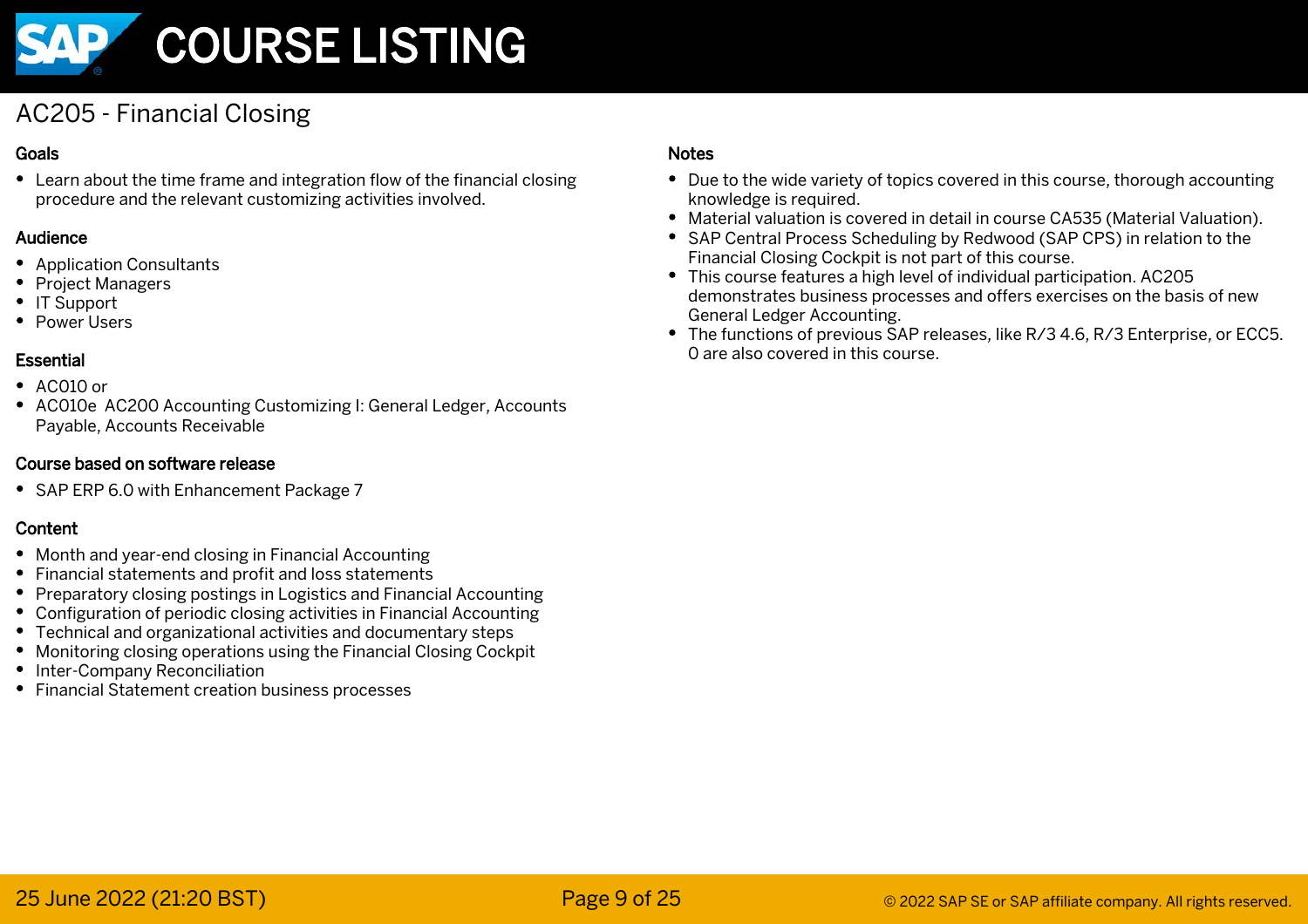## AC205 - Financial Closing

### Goals

- Learn about the time frame and integration flow of the financial closing procedure and the relevant customizing activities involved.

### Audience

- Application Consultants
- Project Managers
- IT Support
- Power Users

### Essential

- AC010 or
- AC010e  AC200 Accounting Customizing I: General Ledger, Accounts Payable, Accounts Receivable

### Course based on software release

- SAP ERP 6.0 with Enhancement Package 7

### Content

- Month and year-end closing in Financial Accounting
- Financial statements and profit and loss statements
- Preparatory closing postings in Logistics and Financial Accounting
- Configuration of periodic closing activities in Financial Accounting
- Technical and organizational activities and documentary steps
- Monitoring closing operations using the Financial Closing Cockpit
- Inter-Company Reconciliation
- Financial Statement creation business processes

### Notes

- Due to the wide variety of topics covered in this course, thorough accounting knowledge is required.
- Material valuation is covered in detail in course CA535 (Material Valuation).
- SAP Central Process Scheduling by Redwood (SAP CPS) in relation to the Financial Closing Cockpit is not part of this course.
- This course features a high level of individual participation. AC205 demonstrates business processes and offers exercises on the basis of new General Ledger Accounting.
- The functions of previous SAP releases, like R/3 4.6, R/3 Enterprise, or ECC5. 0 are also covered in this course.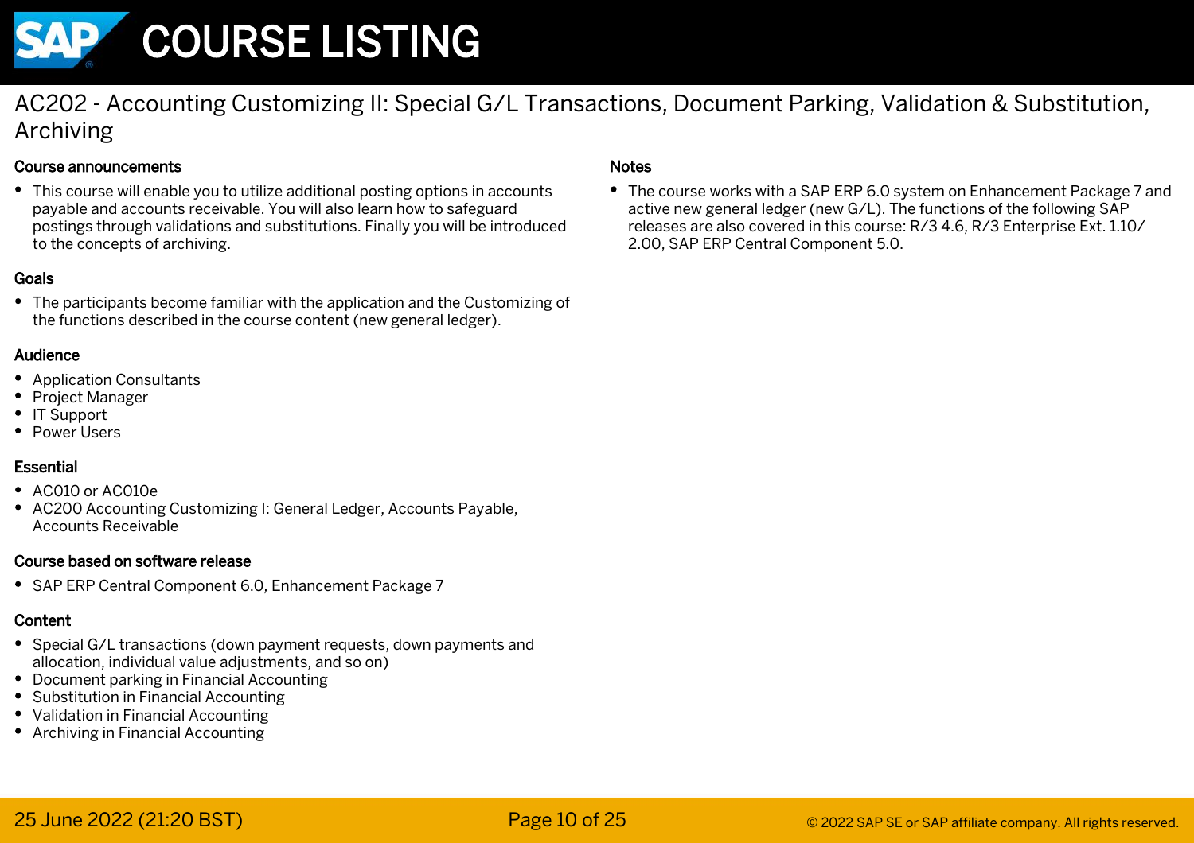## AC202 - Accounting Customizing II: Special G/L Transactions, Document Parking, Validation & Substitution, Archiving

### Course announcements

- This course will enable you to utilize additional posting options in accounts payable and accounts receivable. You will also learn how to safeguard postings through validations and substitutions. Finally you will be introduced to the concepts of archiving.

### Goals

- The participants become familiar with the application and the Customizing of the functions described in the course content (new general ledger).

### Audience

- Application Consultants
- Project Manager
- IT Support
- Power Users

### Essential

- AC010 or AC010e
- AC200 Accounting Customizing I: General Ledger, Accounts Payable, Accounts Receivable

### Course based on software release

- SAP ERP Central Component 6.0, Enhancement Package 7

### Content

- Special G/L transactions (down payment requests, down payments and allocation, individual value adjustments, and so on)
- Document parking in Financial Accounting
- Substitution in Financial Accounting
- Validation in Financial Accounting
- Archiving in Financial Accounting

### Notes

- The course works with a SAP ERP 6.0 system on Enhancement Package 7 and active new general ledger (new G/L). The functions of the following SAP releases are also covered in this course: R/3 4.6, R/3 Enterprise Ext. 1.10/ 2.00, SAP ERP Central Component 5.0.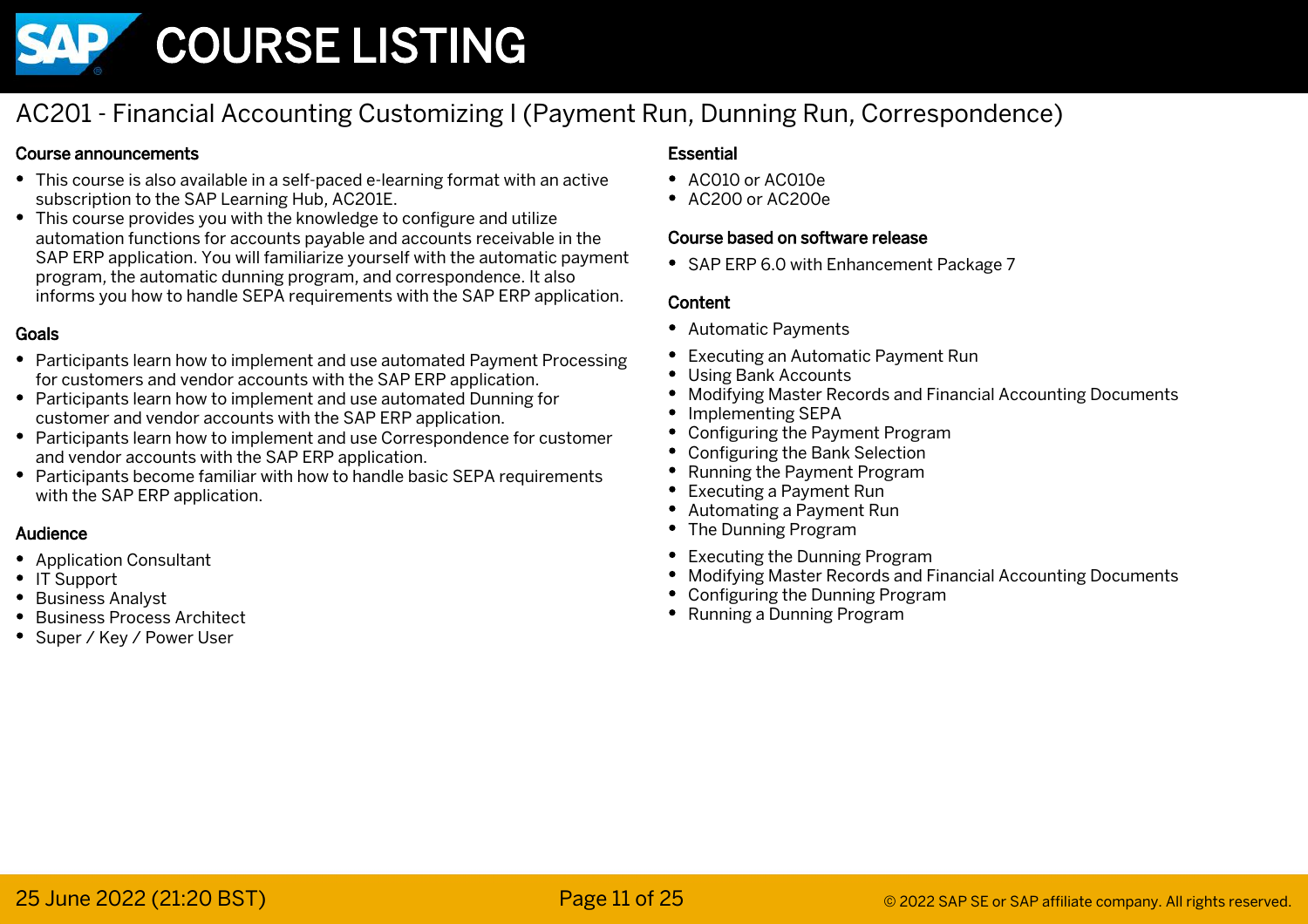# COURSE LISTING

## AC201 - Financial Accounting Customizing I (Payment Run, Dunning Run, Correspondence)

### Course announcements

- This course is also available in a self-paced e-learning format with an active subscription to the SAP Learning Hub, AC201E.
- This course provides you with the knowledge to configure and utilize automation functions for accounts payable and accounts receivable in the SAP ERP application. You will familiarize yourself with the automatic payment program, the automatic dunning program, and correspondence. It also informs you how to handle SEPA requirements with the SAP ERP application.

### Goals

- Participants learn how to implement and use automated Payment Processing for customers and vendor accounts with the SAP ERP application.
- Participants learn how to implement and use automated Dunning for customer and vendor accounts with the SAP ERP application.
- Participants learn how to implement and use Correspondence for customer and vendor accounts with the SAP ERP application.
- Participants become familiar with how to handle basic SEPA requirements with the SAP ERP application.

### Audience

- Application Consultant
- IT Support
- Business Analyst
- Business Process Architect
- Super / Key / Power User

### Essential

- AC010 or AC010e
- AC200 or AC200e

### Course based on software release

- SAP ERP 6.0 with Enhancement Package 7

### Content

- Automatic Payments
- Executing an Automatic Payment Run
- Using Bank Accounts
- Modifying Master Records and Financial Accounting Documents
- Implementing SEPA
- Configuring the Payment Program
- Configuring the Bank Selection
- Running the Payment Program
- Executing a Payment Run
- Automating a Payment Run
- The Dunning Program
- Executing the Dunning Program
- Modifying Master Records and Financial Accounting Documents
- Configuring the Dunning Program
- Running a Dunning Program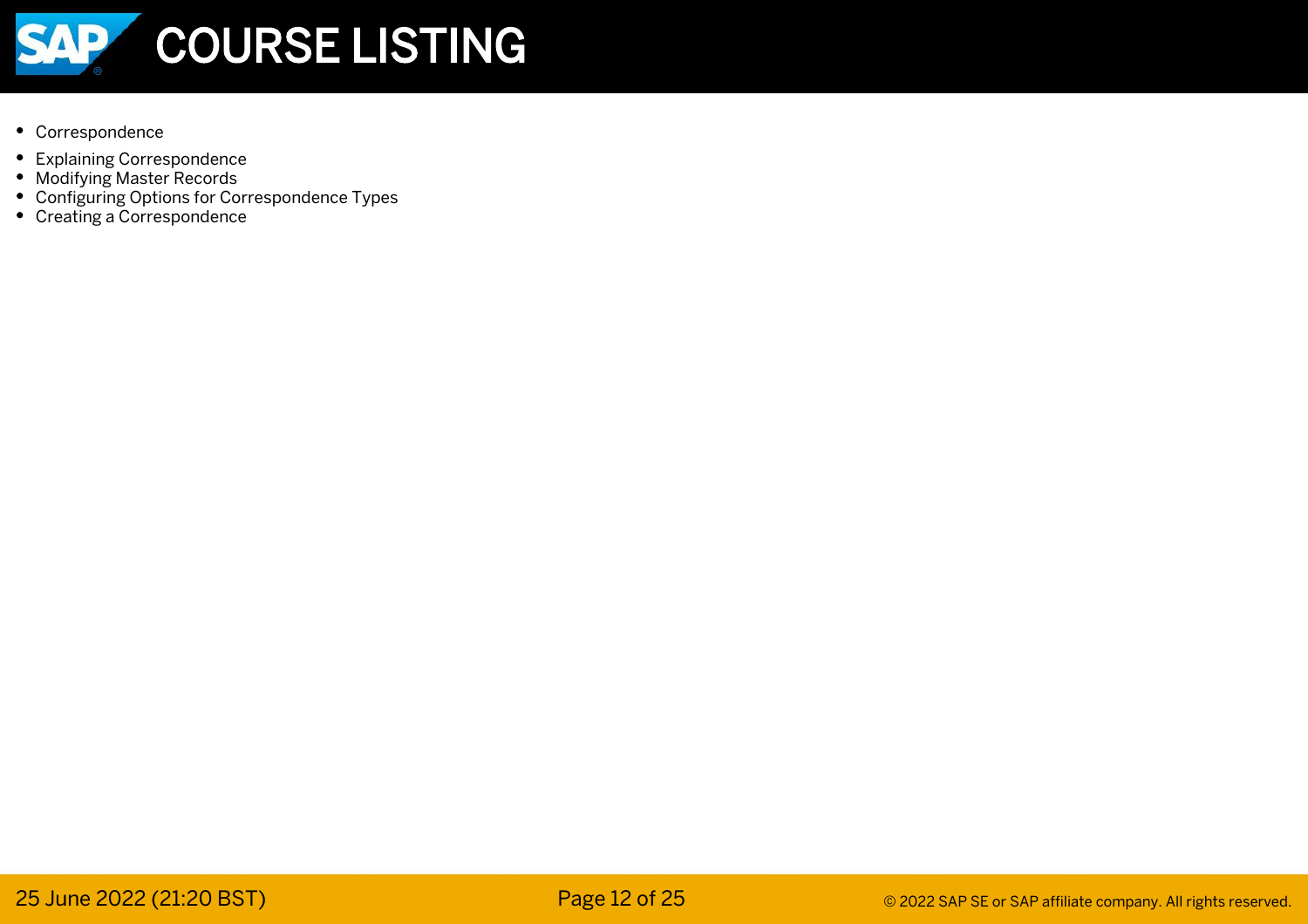- Correspondence
- Explaining Correspondence
- Modifying Master Records
- Configuring Options for Correspondence Types
- Creating a Correspondence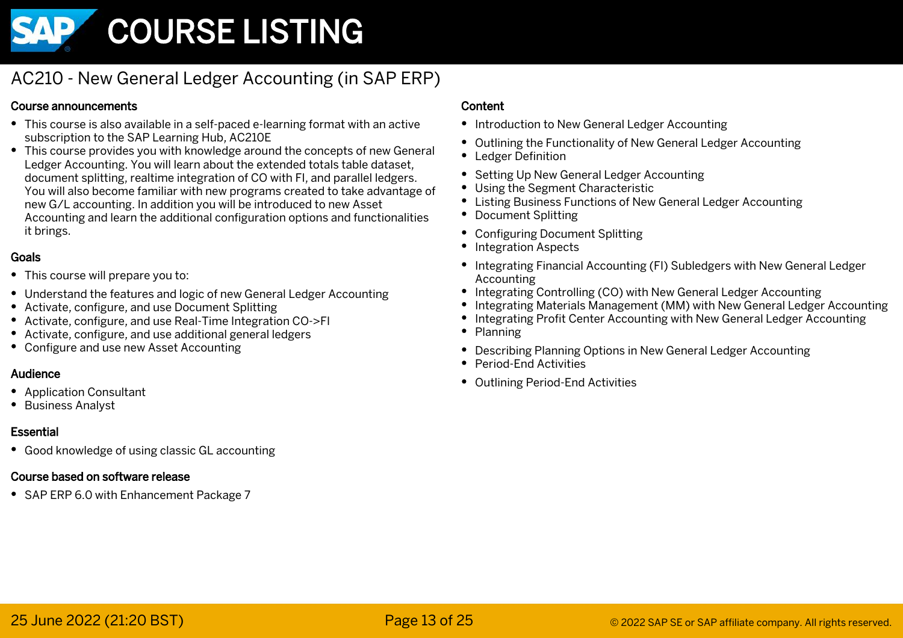# AC210 - New General Ledger Accounting (in SAP ERP)

### Course announcements

- This course is also available in a self-paced e-learning format with an active subscription to the SAP Learning Hub, AC210E
- This course provides you with knowledge around the concepts of new General Ledger Accounting. You will learn about the extended totals table dataset, document splitting, realtime integration of CO with FI, and parallel ledgers. You will also become familiar with new programs created to take advantage of new G/L accounting. In addition you will be introduced to new Asset Accounting and learn the additional configuration options and functionalities it brings.

### Goals

- This course will prepare you to:
- Understand the features and logic of new General Ledger Accounting
- Activate, configure, and use Document Splitting
- Activate, configure, and use Real-Time Integration CO->FI
- Activate, configure, and use additional general ledgers
- Configure and use new Asset Accounting

### Audience

- Application Consultant
- Business Analyst

### Essential

- Good knowledge of using classic GL accounting

### Course based on software release

- SAP ERP 6.0 with Enhancement Package 7

### Content

- Introduction to New General Ledger Accounting
- Outlining the Functionality of New General Ledger Accounting
- Ledger Definition
- Setting Up New General Ledger Accounting
- Using the Segment Characteristic
- Listing Business Functions of New General Ledger Accounting
- Document Splitting
- Configuring Document Splitting
- Integration Aspects
- Integrating Financial Accounting (FI) Subledgers with New General Ledger Accounting
- Integrating Controlling (CO) with New General Ledger Accounting
- Integrating Materials Management (MM) with New General Ledger Accounting
- Integrating Profit Center Accounting with New General Ledger Accounting
- Planning
- Describing Planning Options in New General Ledger Accounting
- Period-End Activities
- Outlining Period-End Activities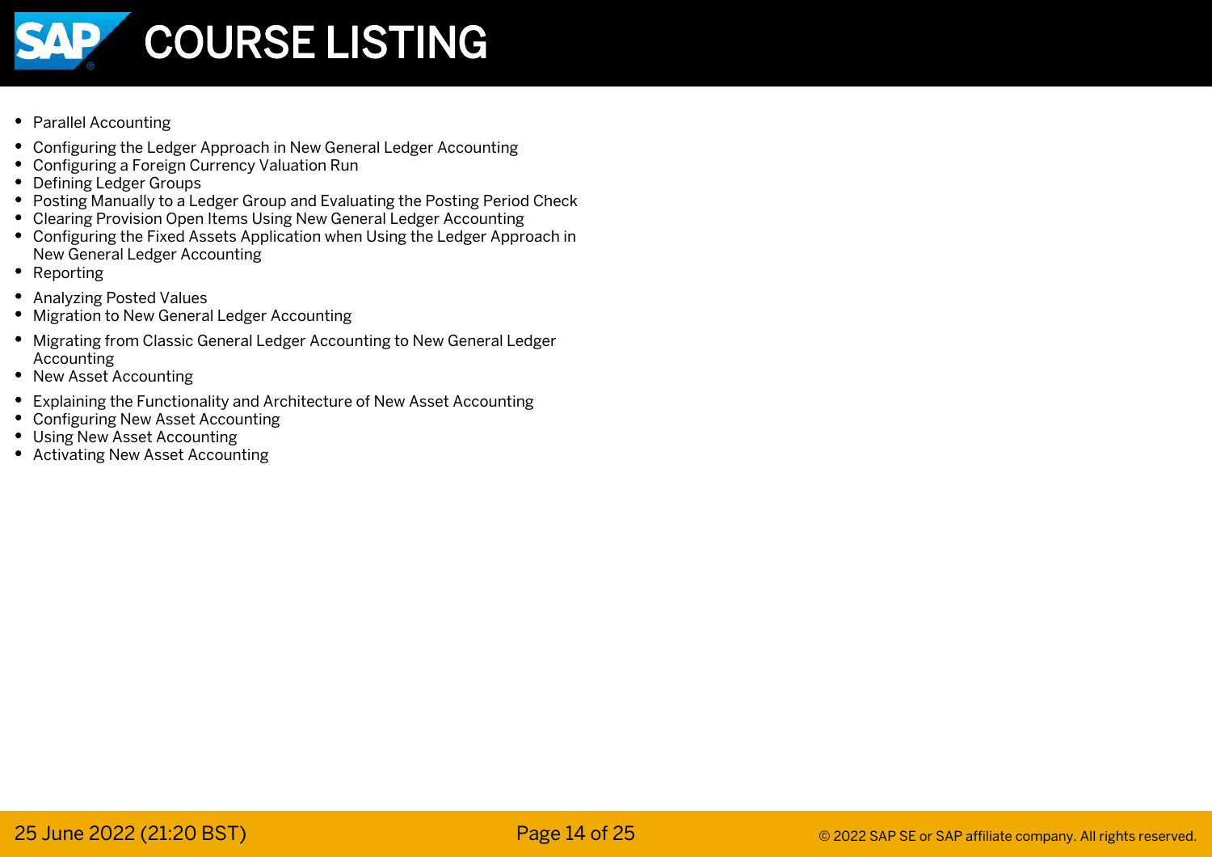# COURSE LISTING

- Parallel Accounting
- Configuring the Ledger Approach in New General Ledger Accounting
- Configuring a Foreign Currency Valuation Run
- Defining Ledger Groups
- Posting Manually to a Ledger Group and Evaluating the Posting Period Check
- Clearing Provision Open Items Using New General Ledger Accounting
- Configuring the Fixed Assets Application when Using the Ledger Approach in New General Ledger Accounting
- Reporting
- Analyzing Posted Values
- Migration to New General Ledger Accounting
- Migrating from Classic General Ledger Accounting to New General Ledger Accounting
- New Asset Accounting
- Explaining the Functionality and Architecture of New Asset Accounting
- Configuring New Asset Accounting
- Using New Asset Accounting
- Activating New Asset Accounting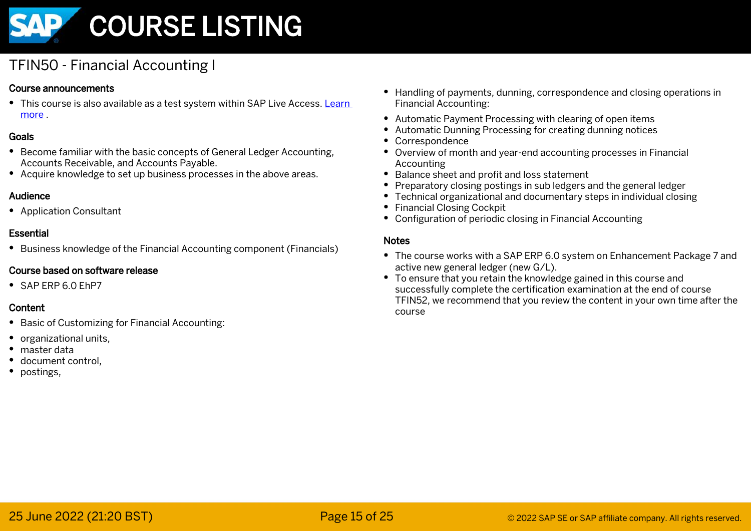## TFIN50 - Financial Accounting I

### Course announcements

- This course is also available as a test system within SAP Live Access. Learn more .

### Goals

- Become familiar with the basic concepts of General Ledger Accounting, Accounts Receivable, and Accounts Payable.
- Acquire knowledge to set up business processes in the above areas.

### Audience

- Application Consultant

### Essential

- Business knowledge of the Financial Accounting component (Financials)

### Course based on software release

- SAP ERP 6.0 EhP7

### Content

- Basic of Customizing for Financial Accounting:
- organizational units,
- master data
- document control,
- postings,
- Handling of payments, dunning, correspondence and closing operations in Financial Accounting:
- Automatic Payment Processing with clearing of open items
- Automatic Dunning Processing for creating dunning notices
- Correspondence
- Overview of month and year-end accounting processes in Financial Accounting
- Balance sheet and profit and loss statement
- Preparatory closing postings in sub ledgers and the general ledger
- Technical organizational and documentary steps in individual closing
- Financial Closing Cockpit
- Configuration of periodic closing in Financial Accounting

### Notes

- The course works with a SAP ERP 6.0 system on Enhancement Package 7 and active new general ledger (new G/L).
- To ensure that you retain the knowledge gained in this course and successfully complete the certification examination at the end of course TFIN52, we recommend that you review the content in your own time after the course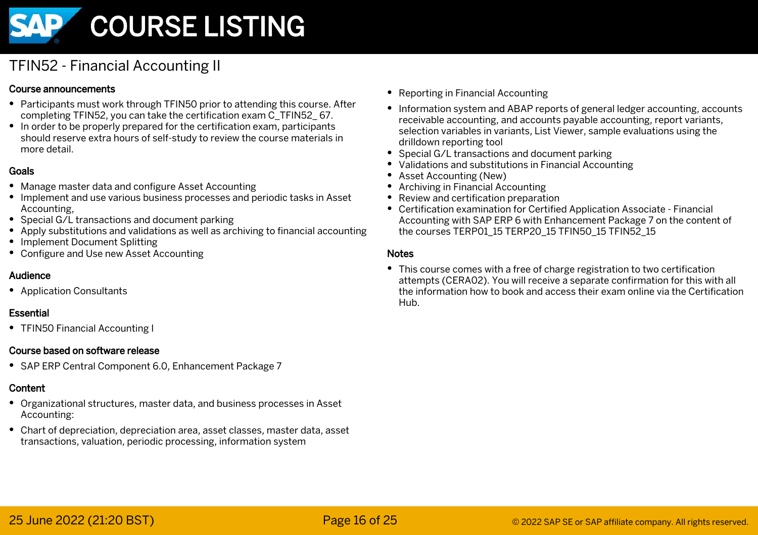# COURSE LISTING

## TFIN52 - Financial Accounting II

### Course announcements

- Participants must work through TFIN50 prior to attending this course. After completing TFIN52, you can take the certification exam C_TFIN52_ 67.
- In order to be properly prepared for the certification exam, participants should reserve extra hours of self-study to review the course materials in more detail.

### Goals

- Manage master data and configure Asset Accounting
- Implement and use various business processes and periodic tasks in Asset Accounting,
- Special G/L transactions and document parking
- Apply substitutions and validations as well as archiving to financial accounting
- Implement Document Splitting
- Configure and Use new Asset Accounting

### Audience

- Application Consultants

### Essential

- TFIN50 Financial Accounting I

### Course based on software release

- SAP ERP Central Component 6.0, Enhancement Package 7

### Content

- Organizational structures, master data, and business processes in Asset Accounting:
- Chart of depreciation, depreciation area, asset classes, master data, asset transactions, valuation, periodic processing, information system
- Reporting in Financial Accounting
- Information system and ABAP reports of general ledger accounting, accounts receivable accounting, and accounts payable accounting, report variants, selection variables in variants, List Viewer, sample evaluations using the drilldown reporting tool
- Special G/L transactions and document parking
- Validations and substitutions in Financial Accounting
- Asset Accounting (New)
- Archiving in Financial Accounting
- Review and certification preparation
- Certification examination for Certified Application Associate - Financial Accounting with SAP ERP 6 with Enhancement Package 7 on the content of the courses TERP01_15 TERP20_15 TFIN50_15 TFIN52_15

### Notes

- This course comes with a free of charge registration to two certification attempts (CERA02). You will receive a separate confirmation for this with all the information how to book and access their exam online via the Certification Hub.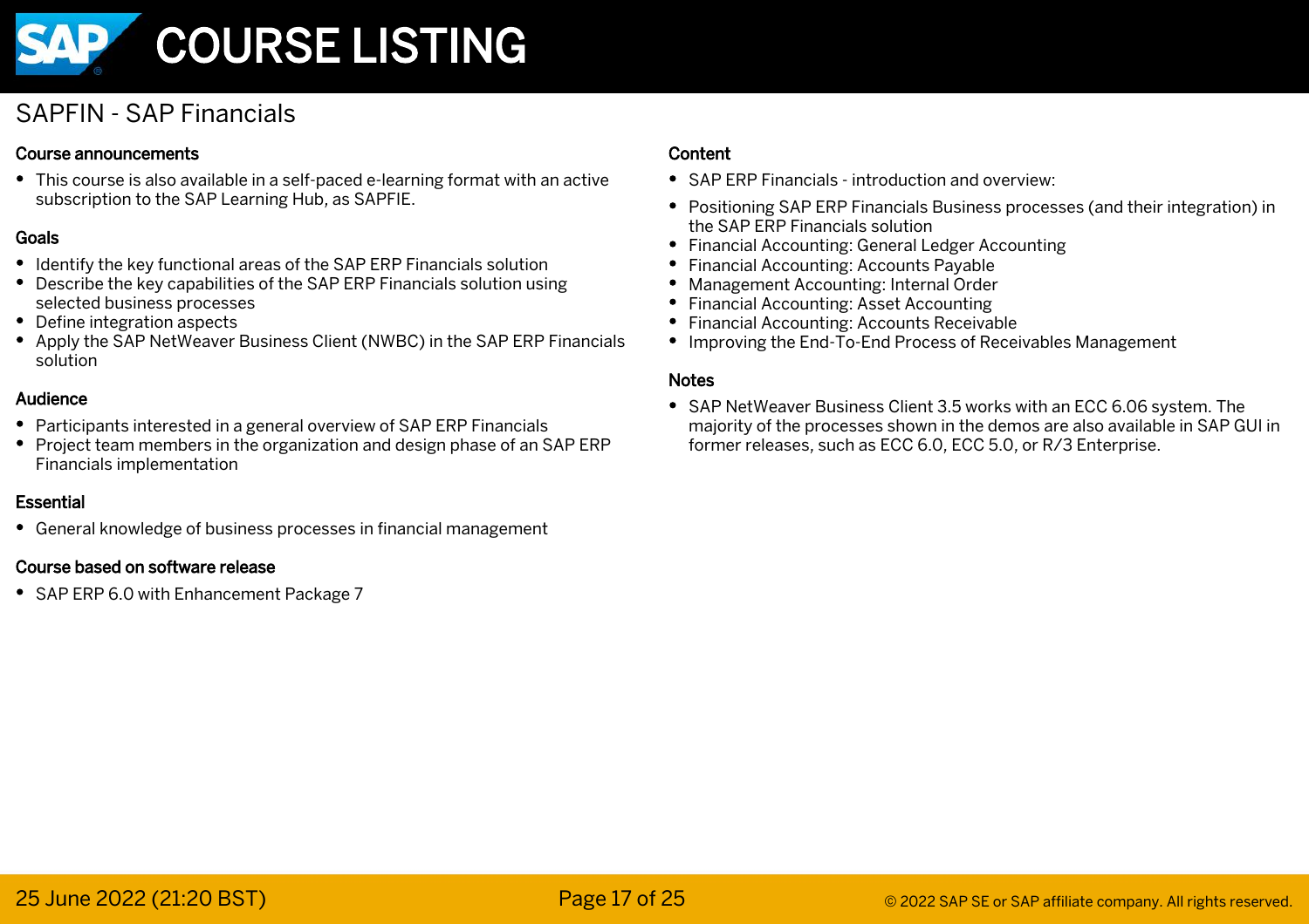# COURSE LISTING

## SAPFIN - SAP Financials

### Course announcements

- This course is also available in a self-paced e-learning format with an active subscription to the SAP Learning Hub, as SAPFIE.

### Goals

- Identify the key functional areas of the SAP ERP Financials solution
- Describe the key capabilities of the SAP ERP Financials solution using selected business processes
- Define integration aspects
- Apply the SAP NetWeaver Business Client (NWBC) in the SAP ERP Financials solution

### Audience

- Participants interested in a general overview of SAP ERP Financials
- Project team members in the organization and design phase of an SAP ERP Financials implementation

### Essential

- General knowledge of business processes in financial management

### Course based on software release

- SAP ERP 6.0 with Enhancement Package 7

### Content

- SAP ERP Financials - introduction and overview:
- Positioning SAP ERP Financials Business processes (and their integration) in the SAP ERP Financials solution
- Financial Accounting: General Ledger Accounting
- Financial Accounting: Accounts Payable
- Management Accounting: Internal Order
- Financial Accounting: Asset Accounting
- Financial Accounting: Accounts Receivable
- Improving the End-To-End Process of Receivables Management

### Notes

- SAP NetWeaver Business Client 3.5 works with an ECC 6.06 system. The majority of the processes shown in the demos are also available in SAP GUI in former releases, such as ECC 6.0, ECC 5.0, or R/3 Enterprise.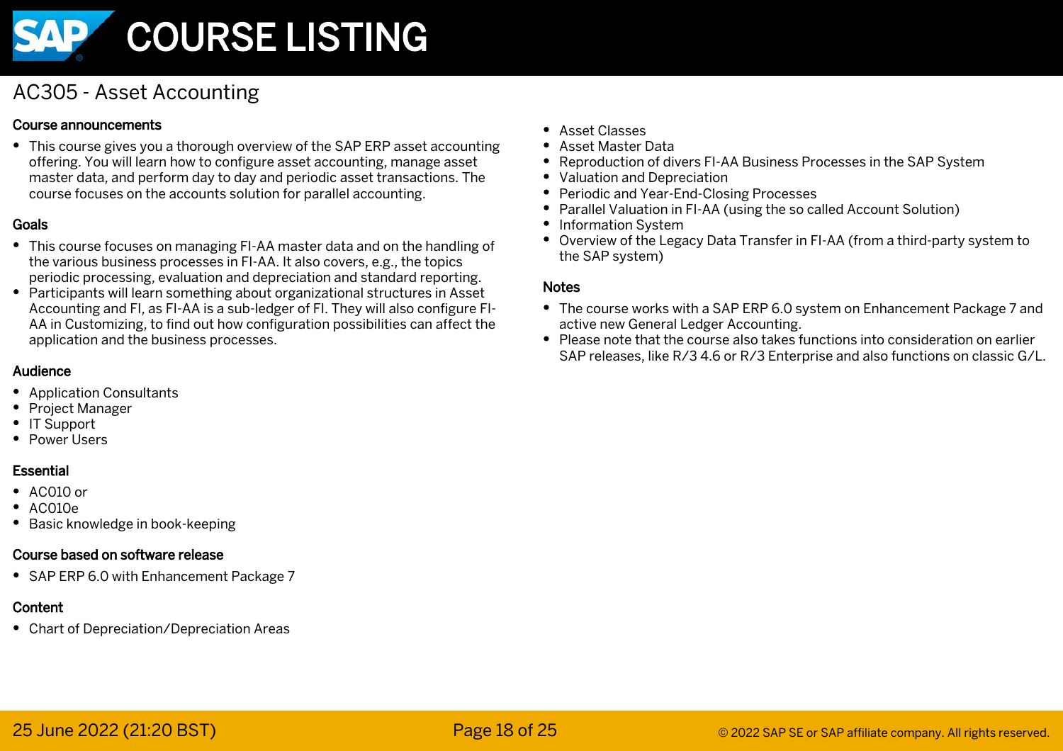# AC305 - Asset Accounting

### Course announcements

- This course gives you a thorough overview of the SAP ERP asset accounting offering. You will learn how to configure asset accounting, manage asset master data, and perform day to day and periodic asset transactions. The course focuses on the accounts solution for parallel accounting.

### Goals

- This course focuses on managing FI-AA master data and on the handling of the various business processes in FI-AA. It also covers, e.g., the topics periodic processing, evaluation and depreciation and standard reporting.
- Participants will learn something about organizational structures in Asset Accounting and FI, as FI-AA is a sub-ledger of FI. They will also configure FI-AA in Customizing, to find out how configuration possibilities can affect the application and the business processes.

### Audience

- Application Consultants
- Project Manager
- IT Support
- Power Users

### Essential

- AC010 or
- AC010e
- Basic knowledge in book-keeping

### Course based on software release

- SAP ERP 6.0 with Enhancement Package 7

### Content

- Chart of Depreciation/Depreciation Areas
- Asset Classes
- Asset Master Data
- Reproduction of divers FI-AA Business Processes in the SAP System
- Valuation and Depreciation
- Periodic and Year-End-Closing Processes
- Parallel Valuation in FI-AA (using the so called Account Solution)
- Information System
- Overview of the Legacy Data Transfer in FI-AA (from a third-party system to the SAP system)

### Notes

- The course works with a SAP ERP 6.0 system on Enhancement Package 7 and active new General Ledger Accounting.
- Please note that the course also takes functions into consideration on earlier SAP releases, like R/3 4.6 or R/3 Enterprise and also functions on classic G/L.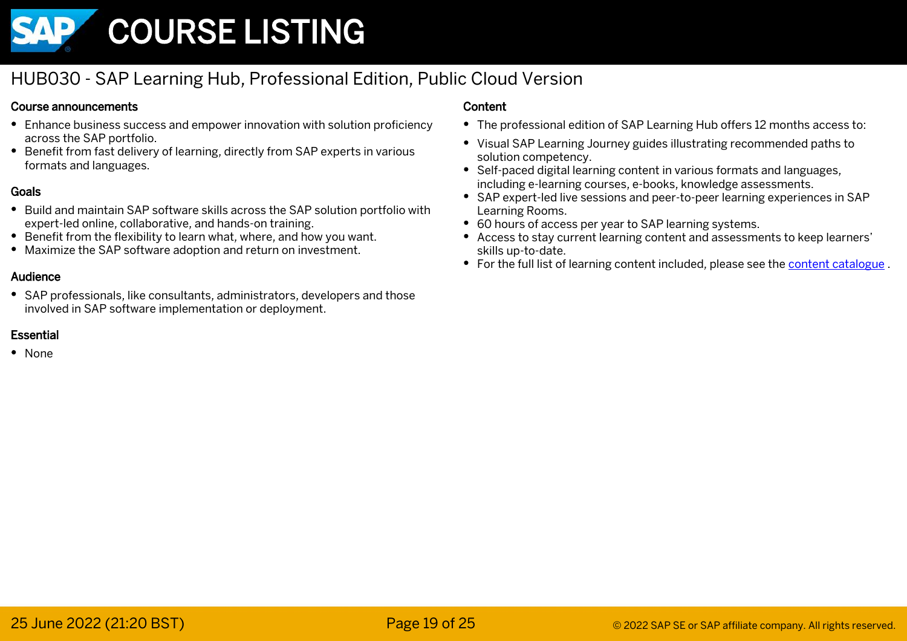# HUB030 - SAP Learning Hub, Professional Edition, Public Cloud Version

## Course announcements

- Enhance business success and empower innovation with solution proficiency across the SAP portfolio.
- Benefit from fast delivery of learning, directly from SAP experts in various formats and languages.

## Goals

- Build and maintain SAP software skills across the SAP solution portfolio with expert-led online, collaborative, and hands-on training.
- Benefit from the flexibility to learn what, where, and how you want.
- Maximize the SAP software adoption and return on investment.

## Audience

- SAP professionals, like consultants, administrators, developers and those involved in SAP software implementation or deployment.

## Essential

- None

## Content

- The professional edition of SAP Learning Hub offers 12 months access to:
- Visual SAP Learning Journey guides illustrating recommended paths to solution competency.
- Self-paced digital learning content in various formats and languages, including e-learning courses, e-books, knowledge assessments.
- SAP expert-led live sessions and peer-to-peer learning experiences in SAP Learning Rooms.
- 60 hours of access per year to SAP learning systems.
- Access to stay current learning content and assessments to keep learners' skills up-to-date.
- For the full list of learning content included, please see the content catalogue .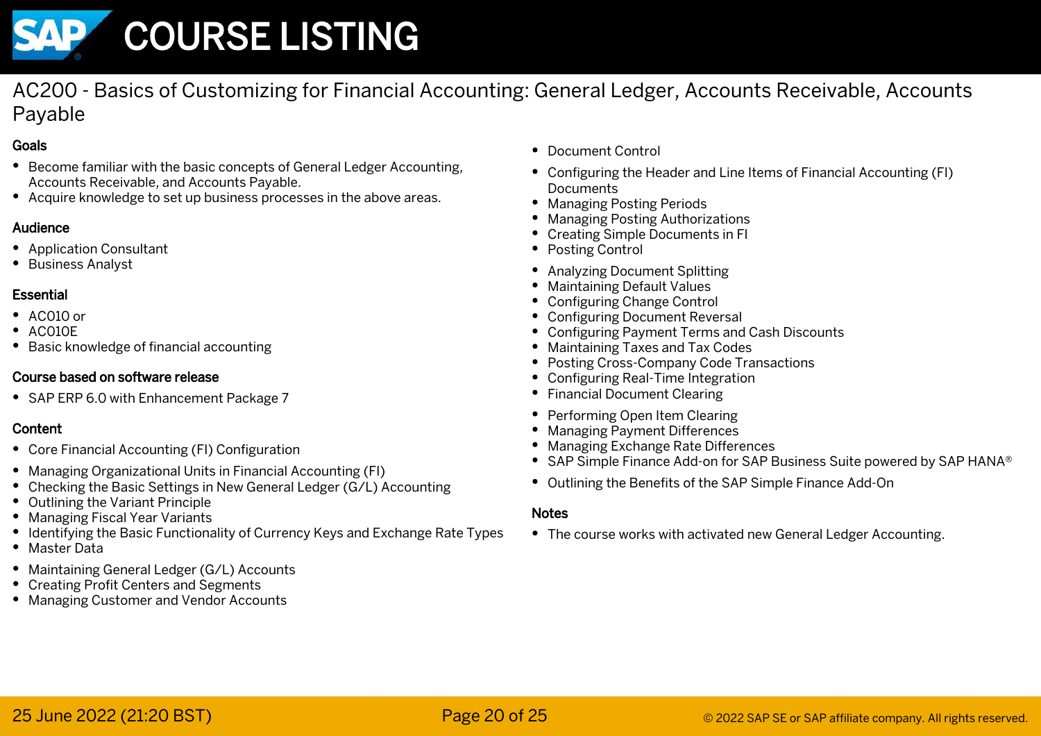## AC200 - Basics of Customizing for Financial Accounting: General Ledger, Accounts Receivable, Accounts Payable

### Goals

- Become familiar with the basic concepts of General Ledger Accounting, Accounts Receivable, and Accounts Payable.
- Acquire knowledge to set up business processes in the above areas.

### Audience

- Application Consultant
- Business Analyst

### Essential

- AC010 or
- AC010E
- Basic knowledge of financial accounting

### Course based on software release

- SAP ERP 6.0 with Enhancement Package 7

### Content

- Core Financial Accounting (FI) Configuration
- Managing Organizational Units in Financial Accounting (FI)
- Checking the Basic Settings in New General Ledger (G/L) Accounting
- Outlining the Variant Principle
- Managing Fiscal Year Variants
- Identifying the Basic Functionality of Currency Keys and Exchange Rate Types
- Master Data
- Maintaining General Ledger (G/L) Accounts
- Creating Profit Centers and Segments
- Managing Customer and Vendor Accounts
- Document Control
- Configuring the Header and Line Items of Financial Accounting (FI) Documents
- Managing Posting Periods
- Managing Posting Authorizations
- Creating Simple Documents in FI
- Posting Control
- Analyzing Document Splitting
- Maintaining Default Values
- Configuring Change Control
- Configuring Document Reversal
- Configuring Payment Terms and Cash Discounts
- Maintaining Taxes and Tax Codes
- Posting Cross-Company Code Transactions
- Configuring Real-Time Integration
- Financial Document Clearing
- Performing Open Item Clearing
- Managing Payment Differences
- Managing Exchange Rate Differences
- SAP Simple Finance Add-on for SAP Business Suite powered by SAP HANA®
- Outlining the Benefits of the SAP Simple Finance Add-On

### Notes

- The course works with activated new General Ledger Accounting.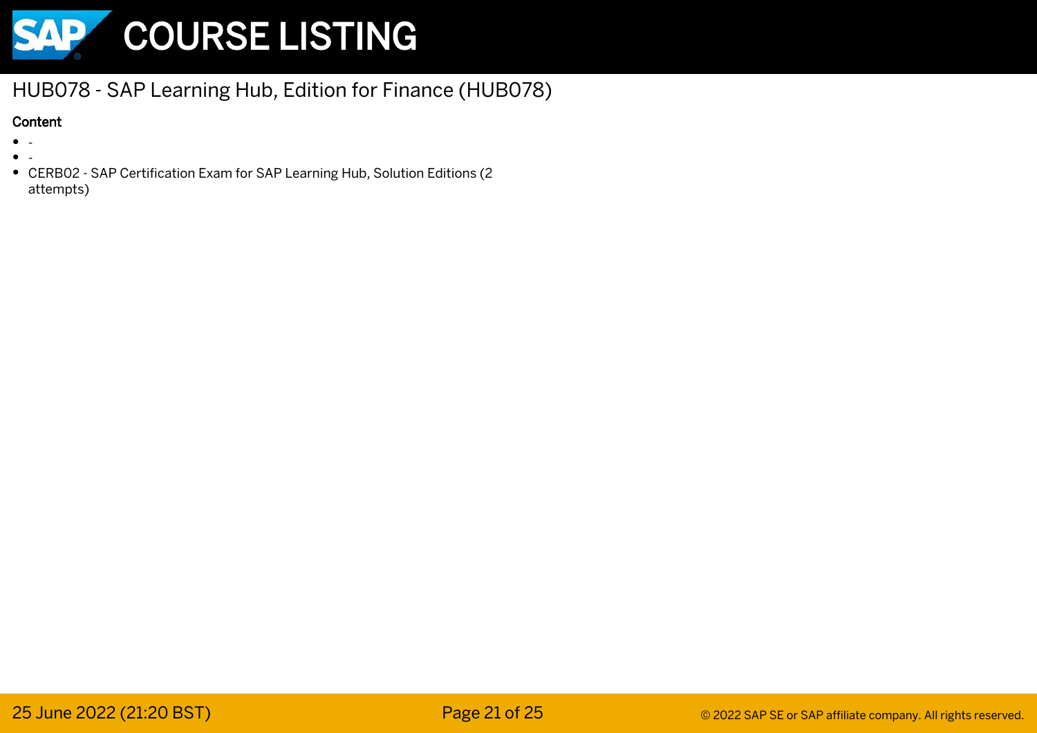# HUB078 - SAP Learning Hub, Edition for Finance (HUB078)

**Content**

- -
- -
- CERB02 - SAP Certification Exam for SAP Learning Hub, Solution Editions (2 attempts)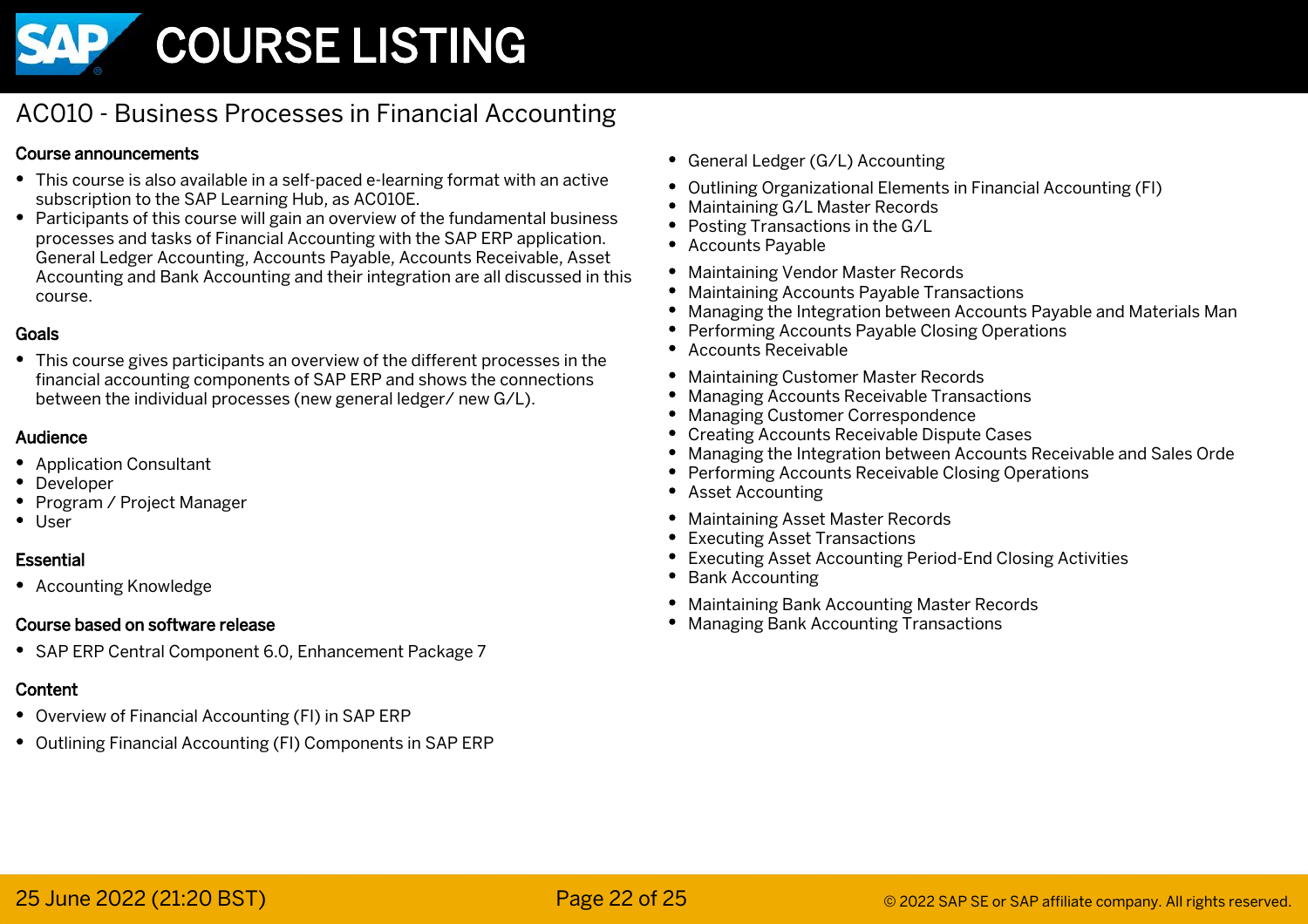# COURSE LISTING

## AC010 - Business Processes in Financial Accounting

### Course announcements

- This course is also available in a self-paced e-learning format with an active subscription to the SAP Learning Hub, as AC010E.
- Participants of this course will gain an overview of the fundamental business processes and tasks of Financial Accounting with the SAP ERP application. General Ledger Accounting, Accounts Payable, Accounts Receivable, Asset Accounting and Bank Accounting and their integration are all discussed in this course.

### Goals

- This course gives participants an overview of the different processes in the financial accounting components of SAP ERP and shows the connections between the individual processes (new general ledger/ new G/L).

### Audience

- Application Consultant
- Developer
- Program / Project Manager
- User

### Essential

- Accounting Knowledge

### Course based on software release

- SAP ERP Central Component 6.0, Enhancement Package 7

### Content

- Overview of Financial Accounting (FI) in SAP ERP
- Outlining Financial Accounting (FI) Components in SAP ERP
- General Ledger (G/L) Accounting
- Outlining Organizational Elements in Financial Accounting (FI)
- Maintaining G/L Master Records
- Posting Transactions in the G/L
- Accounts Payable
- Maintaining Vendor Master Records
- Maintaining Accounts Payable Transactions
- Managing the Integration between Accounts Payable and Materials Man
- Performing Accounts Payable Closing Operations
- Accounts Receivable
- Maintaining Customer Master Records
- Managing Accounts Receivable Transactions
- Managing Customer Correspondence
- Creating Accounts Receivable Dispute Cases
- Managing the Integration between Accounts Receivable and Sales Orde
- Performing Accounts Receivable Closing Operations
- Asset Accounting
- Maintaining Asset Master Records
- Executing Asset Transactions
- Executing Asset Accounting Period-End Closing Activities
- Bank Accounting
- Maintaining Bank Accounting Master Records
- Managing Bank Accounting Transactions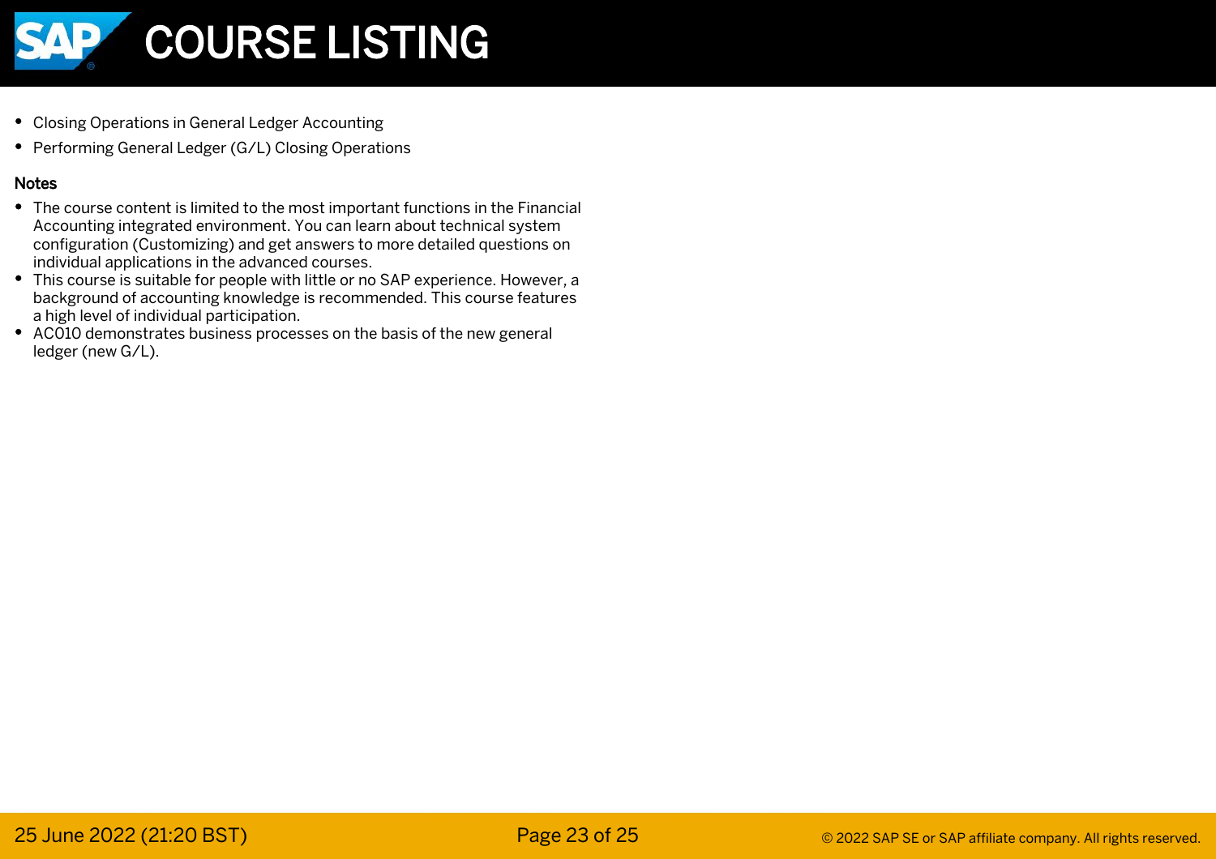- Closing Operations in General Ledger Accounting
- Performing General Ledger (G/L) Closing Operations

**Notes**

- The course content is limited to the most important functions in the Financial Accounting integrated environment. You can learn about technical system configuration (Customizing) and get answers to more detailed questions on individual applications in the advanced courses.
- This course is suitable for people with little or no SAP experience. However, a background of accounting knowledge is recommended. This course features a high level of individual participation.
- AC010 demonstrates business processes on the basis of the new general ledger (new G/L).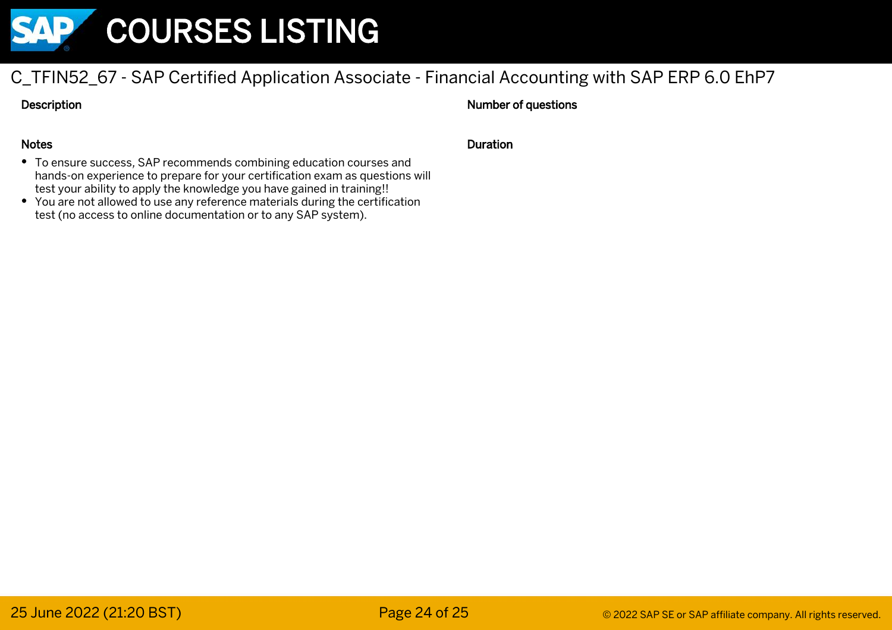## C_TFIN52_67 - SAP Certified Application Associate - Financial Accounting with SAP ERP 6.0 EhP7

**Description**

**Number of questions**

**Notes**

- To ensure success, SAP recommends combining education courses and hands-on experience to prepare for your certification exam as questions will test your ability to apply the knowledge you have gained in training!!
- You are not allowed to use any reference materials during the certification test (no access to online documentation or to any SAP system).

**Duration**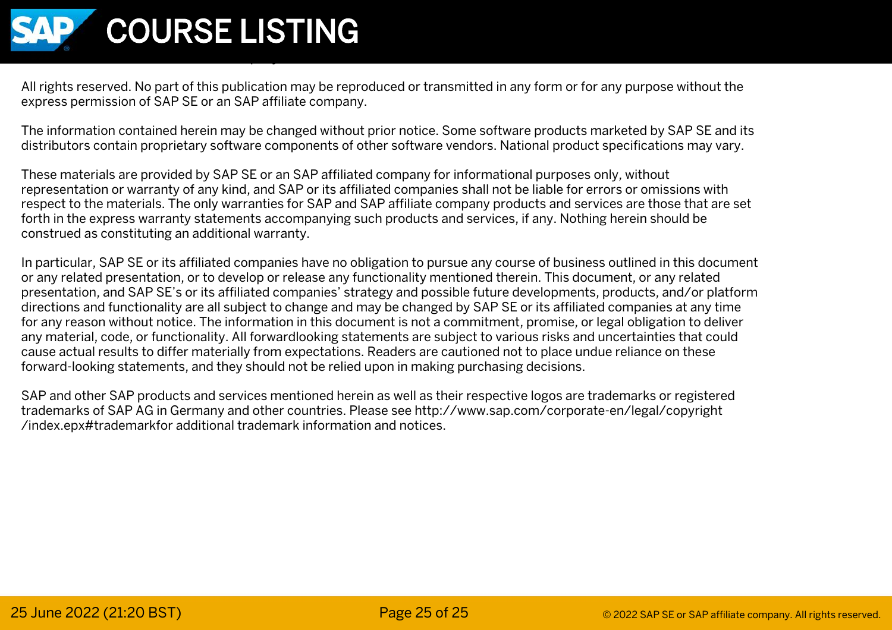All rights reserved. No part of this publication may be reproduced or transmitted in any form or for any purpose without the express permission of SAP SE or an SAP affiliate company.

The information contained herein may be changed without prior notice. Some software products marketed by SAP SE and its distributors contain proprietary software components of other software vendors. National product specifications may vary.

These materials are provided by SAP SE or an SAP affiliated company for informational purposes only, without representation or warranty of any kind, and SAP or its affiliated companies shall not be liable for errors or omissions with respect to the materials. The only warranties for SAP and SAP affiliate company products and services are those that are set forth in the express warranty statements accompanying such products and services, if any. Nothing herein should be construed as constituting an additional warranty.

In particular, SAP SE or its affiliated companies have no obligation to pursue any course of business outlined in this document or any related presentation, or to develop or release any functionality mentioned therein. This document, or any related presentation, and SAP SE's or its affiliated companies' strategy and possible future developments, products, and/or platform directions and functionality are all subject to change and may be changed by SAP SE or its affiliated companies at any time for any reason without notice. The information in this document is not a commitment, promise, or legal obligation to deliver any material, code, or functionality. All forwardlooking statements are subject to various risks and uncertainties that could cause actual results to differ materially from expectations. Readers are cautioned not to place undue reliance on these forward-looking statements, and they should not be relied upon in making purchasing decisions.

SAP and other SAP products and services mentioned herein as well as their respective logos are trademarks or registered trademarks of SAP AG in Germany and other countries. Please see http://www.sap.com/corporate-en/legal/copyright /index.epx#trademarkfor additional trademark information and notices.